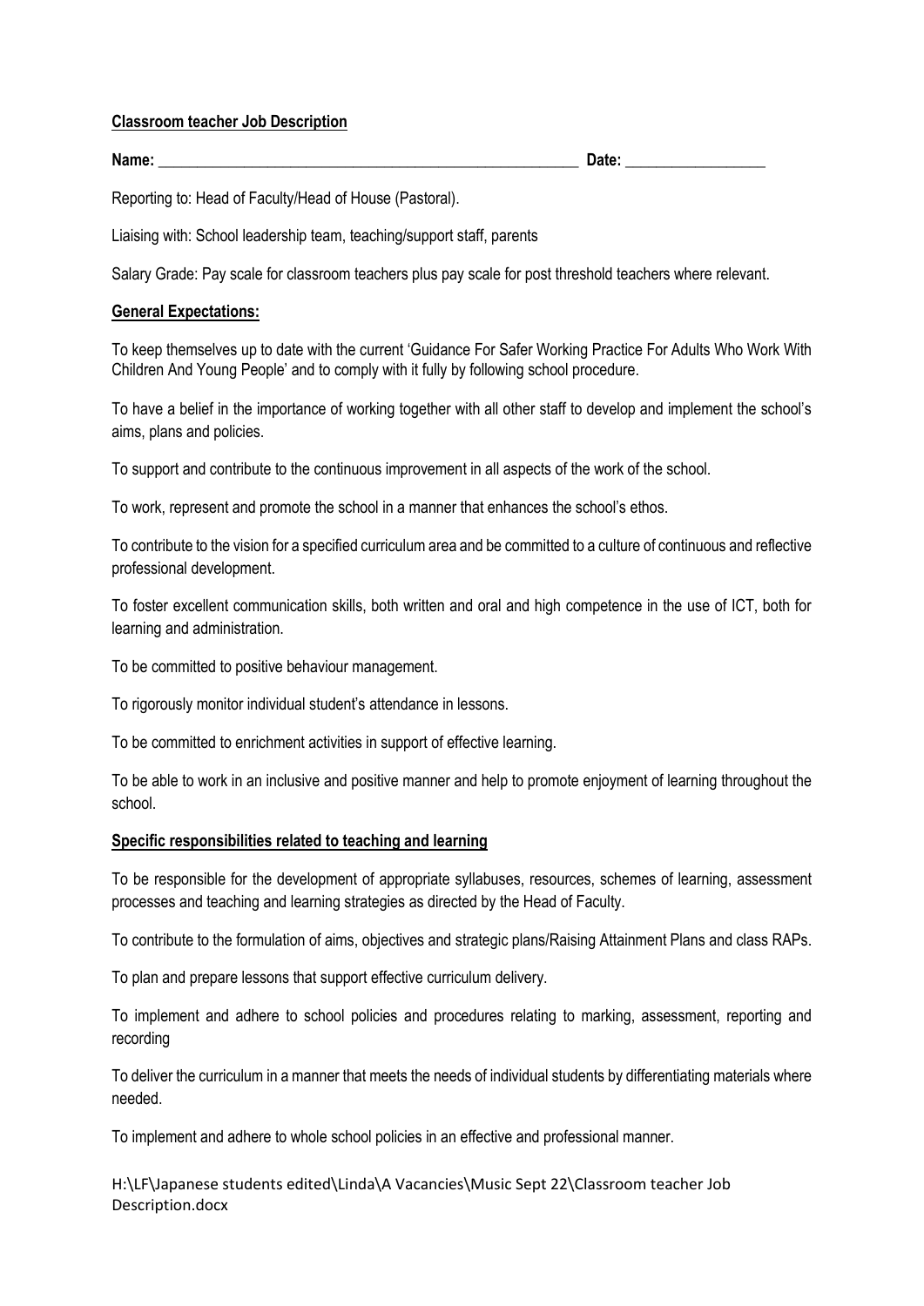**Classroom teacher Job Description**

**Name:** _______________________________________________________ **Date:** _________________

Reporting to: Head of Faculty/Head of House (Pastoral).

Liaising with: School leadership team, teaching/support staff, parents

Salary Grade: Pay scale for classroom teachers plus pay scale for post threshold teachers where relevant.

**General Expectations:**

To keep themselves up to date with the current 'Guidance For Safer Working Practice For Adults Who Work With Children And Young People' and to comply with it fully by following school procedure.

To have a belief in the importance of working together with all other staff to develop and implement the school's aims, plans and policies.

To support and contribute to the continuous improvement in all aspects of the work of the school.

To work, represent and promote the school in a manner that enhances the school's ethos.

To contribute to the vision for a specified curriculum area and be committed to a culture of continuous and reflective professional development.

To foster excellent communication skills, both written and oral and high competence in the use of ICT, both for learning and administration.

To be committed to positive behaviour management.

To rigorously monitor individual student's attendance in lessons.

To be committed to enrichment activities in support of effective learning.

To be able to work in an inclusive and positive manner and help to promote enjoyment of learning throughout the school.

**Specific responsibilities related to teaching and learning**

To be responsible for the development of appropriate syllabuses, resources, schemes of learning, assessment processes and teaching and learning strategies as directed by the Head of Faculty.

To contribute to the formulation of aims, objectives and strategic plans/Raising Attainment Plans and class RAPs.

To plan and prepare lessons that support effective curriculum delivery.

To implement and adhere to school policies and procedures relating to marking, assessment, reporting and recording

To deliver the curriculum in a manner that meets the needs of individual students by differentiating materials where needed.

To implement and adhere to whole school policies in an effective and professional manner.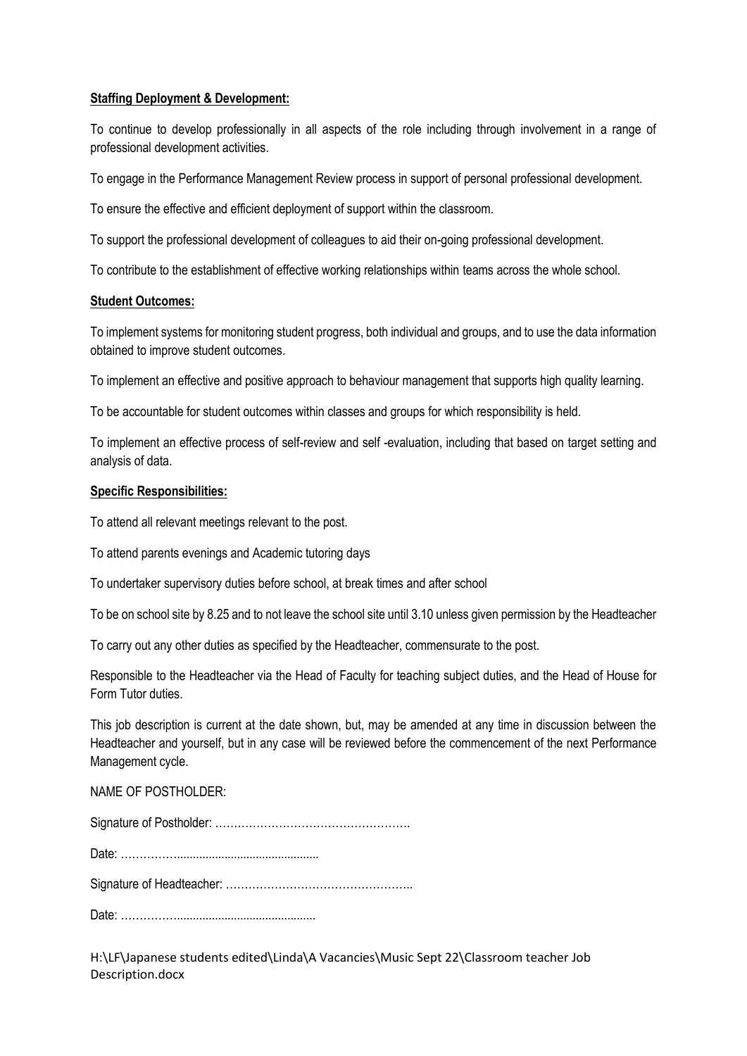**Staffing Deployment & Development:**

To continue to develop professionally in all aspects of the role including through involvement in a range of professional development activities.

To engage in the Performance Management Review process in support of personal professional development.

To ensure the effective and efficient deployment of support within the classroom.

To support the professional development of colleagues to aid their on-going professional development.

To contribute to the establishment of effective working relationships within teams across the whole school.

**Student Outcomes:**

To implement systems for monitoring student progress, both individual and groups, and to use the data information obtained to improve student outcomes.

To implement an effective and positive approach to behaviour management that supports high quality learning.

To be accountable for student outcomes within classes and groups for which responsibility is held.

To implement an effective process of self-review and self -evaluation, including that based on target setting and analysis of data.

**Specific Responsibilities:**

To attend all relevant meetings relevant to the post.

To attend parents evenings and Academic tutoring days

To undertaker supervisory duties before school, at break times and after school

To be on school site by 8.25 and to not leave the school site until 3.10 unless given permission by the Headteacher

To carry out any other duties as specified by the Headteacher, commensurate to the post.

Responsible to the Headteacher via the Head of Faculty for teaching subject duties, and the Head of House for Form Tutor duties.

This job description is current at the date shown, but, may be amended at any time in discussion between the Headteacher and yourself, but in any case will be reviewed before the commencement of the next Performance Management cycle.

NAME OF POSTHOLDER:

Signature of Postholder: …………………………………………….

Date: ……………..............................................

Signature of Headteacher: …………………………………………..

Date: ……………............................................

H:\LF\Japanese students edited\Linda\A Vacancies\Music Sept 22\Classroom teacher Job Description.docx